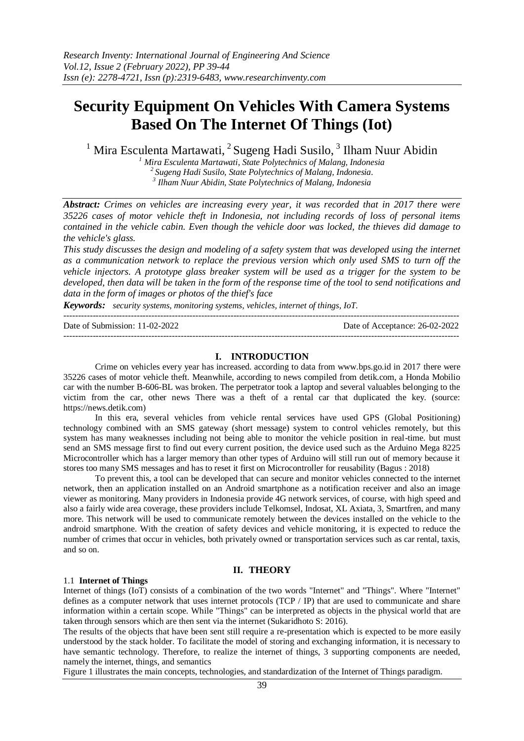# Security Equipment On Vehicles With Camera Systems Based On The Internet Of Things (Iot)

[1] Mira Esculenta Martawati, [2] Sugeng Hadi Susilo, [3] Ilham Nuur Abidin

*[1] Mira Esculenta Martawati, State Polytechnics of Malang, Indonesia*
*[2] Sugeng Hadi Susilo, State Polytechnics of Malang, Indonesia.*
*[3] Ilham Nuur Abidin, State Polytechnics of Malang, Indonesia*

***Abstract:*** *Crimes on vehicles are increasing every year, it was recorded that in 2017 there were 35226 cases of motor vehicle theft in Indonesia, not including records of loss of personal items contained in the vehicle cabin. Even though the vehicle door was locked, the thieves did damage to the vehicle's glass.*

*This study discusses the design and modeling of a safety system that was developed using the internet as a communication network to replace the previous version which only used SMS to turn off the vehicle injectors. A prototype glass breaker system will be used as a trigger for the system to be developed, then data will be taken in the form of the response time of the tool to send notifications and data in the form of images or photos of the thief's face*

***Keywords:*** *security systems, monitoring systems, vehicles, internet of things, IoT.*

Date of Submission: 11-02-2022    Date of Acceptance: 26-02-2022

## I. INTRODUCTION

Crime on vehicles every year has increased. according to data from www.bps.go.id in 2017 there were 35226 cases of motor vehicle theft. Meanwhile, according to news compiled from detik.com, a Honda Mobilio car with the number B-606-BL was broken. The perpetrator took a laptop and several valuables belonging to the victim from the car, other news There was a theft of a rental car that duplicated the key. (source: https://news.detik.com)

In this era, several vehicles from vehicle rental services have used GPS (Global Positioning) technology combined with an SMS gateway (short message) system to control vehicles remotely, but this system has many weaknesses including not being able to monitor the vehicle position in real-time. but must send an SMS message first to find out every current position, the device used such as the Arduino Mega 8225 Microcontroller which has a larger memory than other types of Arduino will still run out of memory because it stores too many SMS messages and has to reset it first on Microcontroller for reusability (Bagus : 2018)

To prevent this, a tool can be developed that can secure and monitor vehicles connected to the internet network, then an application installed on an Android smartphone as a notification receiver and also an image viewer as monitoring. Many providers in Indonesia provide 4G network services, of course, with high speed and also a fairly wide area coverage, these providers include Telkomsel, Indosat, XL Axiata, 3, Smartfren, and many more. This network will be used to communicate remotely between the devices installed on the vehicle to the android smartphone. With the creation of safety devices and vehicle monitoring, it is expected to reduce the number of crimes that occur in vehicles, both privately owned or transportation services such as car rental, taxis, and so on.

## II. THEORY

### 1.1 Internet of Things

Internet of things (IoT) consists of a combination of the two words "Internet" and "Things". Where "Internet" defines as a computer network that uses internet protocols (TCP / IP) that are used to communicate and share information within a certain scope. While "Things" can be interpreted as objects in the physical world that are taken through sensors which are then sent via the internet (Sukaridhoto S: 2016).

The results of the objects that have been sent still require a re-presentation which is expected to be more easily understood by the stack holder. To facilitate the model of storing and exchanging information, it is necessary to have semantic technology. Therefore, to realize the internet of things, 3 supporting components are needed, namely the internet, things, and semantics

Figure 1 illustrates the main concepts, technologies, and standardization of the Internet of Things paradigm.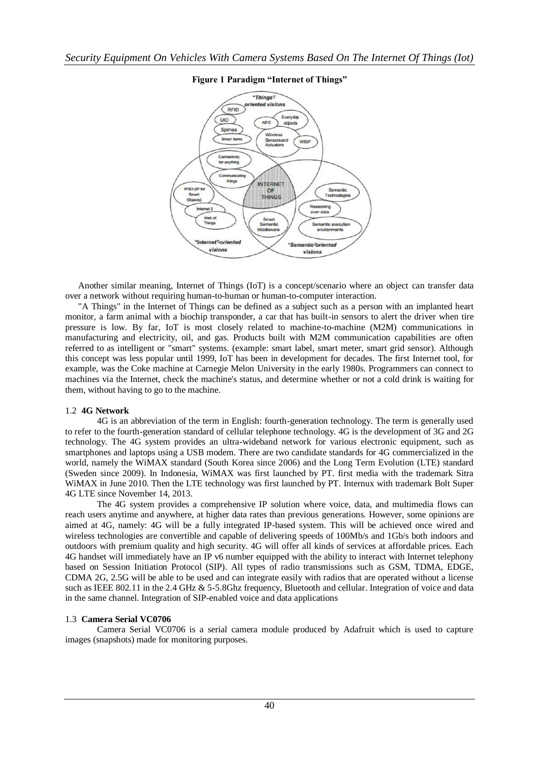**Figure 1 Paradigm "Internet of Things"**

Another similar meaning, Internet of Things (IoT) is a concept/scenario where an object can transfer data over a network without requiring human-to-human or human-to-computer interaction.

"A Things" in the Internet of Things can be defined as a subject such as a person with an implanted heart monitor, a farm animal with a biochip transponder, a car that has built-in sensors to alert the driver when tire pressure is low. By far, IoT is most closely related to machine-to-machine (M2M) communications in manufacturing and electricity, oil, and gas. Products built with M2M communication capabilities are often referred to as intelligent or "smart" systems. (example: smart label, smart meter, smart grid sensor). Although this concept was less popular until 1999, IoT has been in development for decades. The first Internet tool, for example, was the Coke machine at Carnegie Melon University in the early 1980s. Programmers can connect to machines via the Internet, check the machine's status, and determine whether or not a cold drink is waiting for them, without having to go to the machine.

### 1.2 4G Network

4G is an abbreviation of the term in English: fourth-generation technology. The term is generally used to refer to the fourth-generation standard of cellular telephone technology. 4G is the development of 3G and 2G technology. The 4G system provides an ultra-wideband network for various electronic equipment, such as smartphones and laptops using a USB modem. There are two candidate standards for 4G commercialized in the world, namely the WiMAX standard (South Korea since 2006) and the Long Term Evolution (LTE) standard (Sweden since 2009). In Indonesia, WiMAX was first launched by PT. first media with the trademark Sitra WiMAX in June 2010. Then the LTE technology was first launched by PT. Internux with trademark Bolt Super 4G LTE since November 14, 2013.

The 4G system provides a comprehensive IP solution where voice, data, and multimedia flows can reach users anytime and anywhere, at higher data rates than previous generations. However, some opinions are aimed at 4G, namely: 4G will be a fully integrated IP-based system. This will be achieved once wired and wireless technologies are convertible and capable of delivering speeds of 100Mb/s and 1Gb/s both indoors and outdoors with premium quality and high security. 4G will offer all kinds of services at affordable prices. Each 4G handset will immediately have an IP v6 number equipped with the ability to interact with Internet telephony based on Session Initiation Protocol (SIP). All types of radio transmissions such as GSM, TDMA, EDGE, CDMA 2G, 2.5G will be able to be used and can integrate easily with radios that are operated without a license such as IEEE 802.11 in the 2.4 GHz & 5-5.8Ghz frequency, Bluetooth and cellular. Integration of voice and data in the same channel. Integration of SIP-enabled voice and data applications

### 1.3 Camera Serial VC0706

Camera Serial VC0706 is a serial camera module produced by Adafruit which is used to capture images (snapshots) made for monitoring purposes.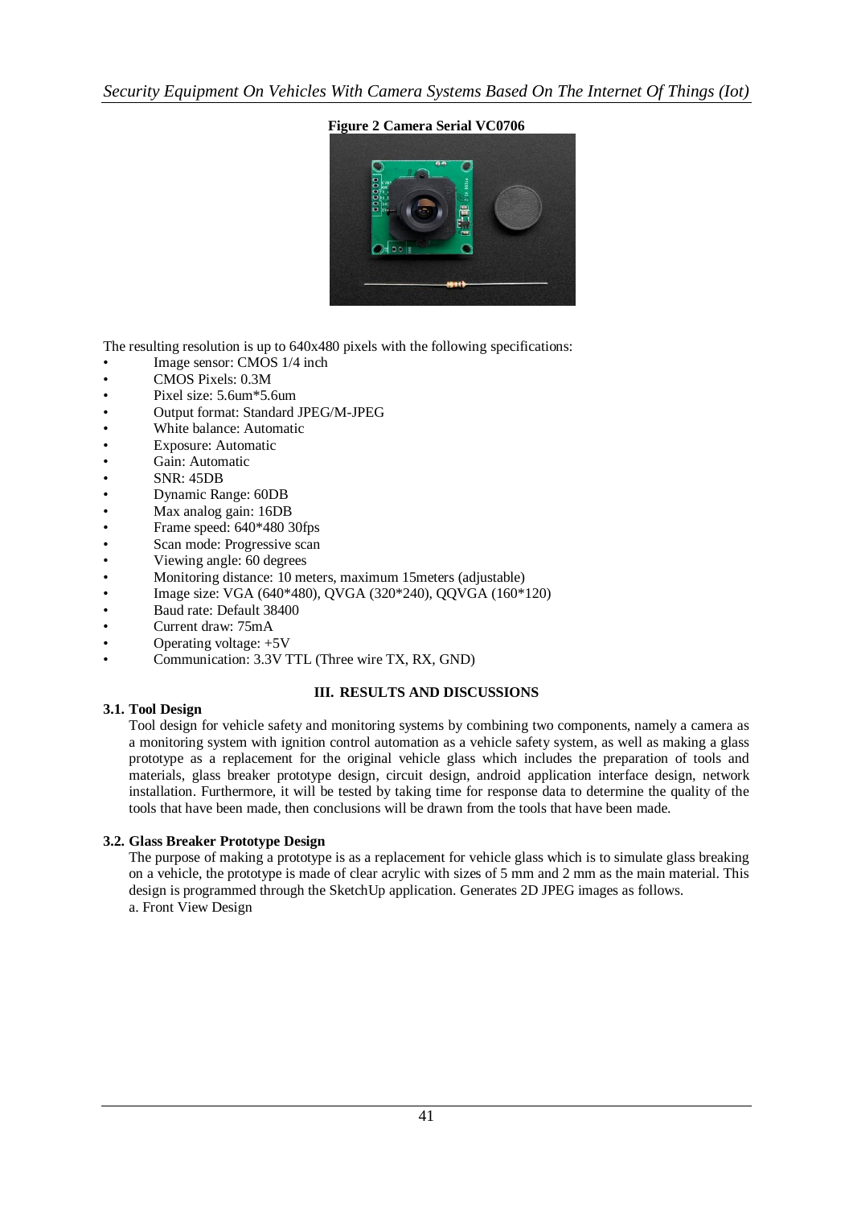**Figure 2 Camera Serial VC0706**

The resulting resolution is up to 640x480 pixels with the following specifications:

- Image sensor: CMOS 1/4 inch
- CMOS Pixels: 0.3M
- Pixel size: 5.6um*5.6um
- Output format: Standard JPEG/M-JPEG
- White balance: Automatic
- Exposure: Automatic
- Gain: Automatic
- SNR: 45DB
- Dynamic Range: 60DB
- Max analog gain: 16DB
- Frame speed: 640*480 30fps
- Scan mode: Progressive scan
- Viewing angle: 60 degrees
- Monitoring distance: 10 meters, maximum 15meters (adjustable)
- Image size: VGA (640*480), QVGA (320*240), QQVGA (160*120)
- Baud rate: Default 38400
- Current draw: 75mA
- Operating voltage: +5V
- Communication: 3.3V TTL (Three wire TX, RX, GND)

## III. RESULTS AND DISCUSSIONS

### 3.1. Tool Design

Tool design for vehicle safety and monitoring systems by combining two components, namely a camera as a monitoring system with ignition control automation as a vehicle safety system, as well as making a glass prototype as a replacement for the original vehicle glass which includes the preparation of tools and materials, glass breaker prototype design, circuit design, android application interface design, network installation. Furthermore, it will be tested by taking time for response data to determine the quality of the tools that have been made, then conclusions will be drawn from the tools that have been made.

### 3.2. Glass Breaker Prototype Design

The purpose of making a prototype is as a replacement for vehicle glass which is to simulate glass breaking on a vehicle, the prototype is made of clear acrylic with sizes of 5 mm and 2 mm as the main material. This design is programmed through the SketchUp application. Generates 2D JPEG images as follows.

a. Front View Design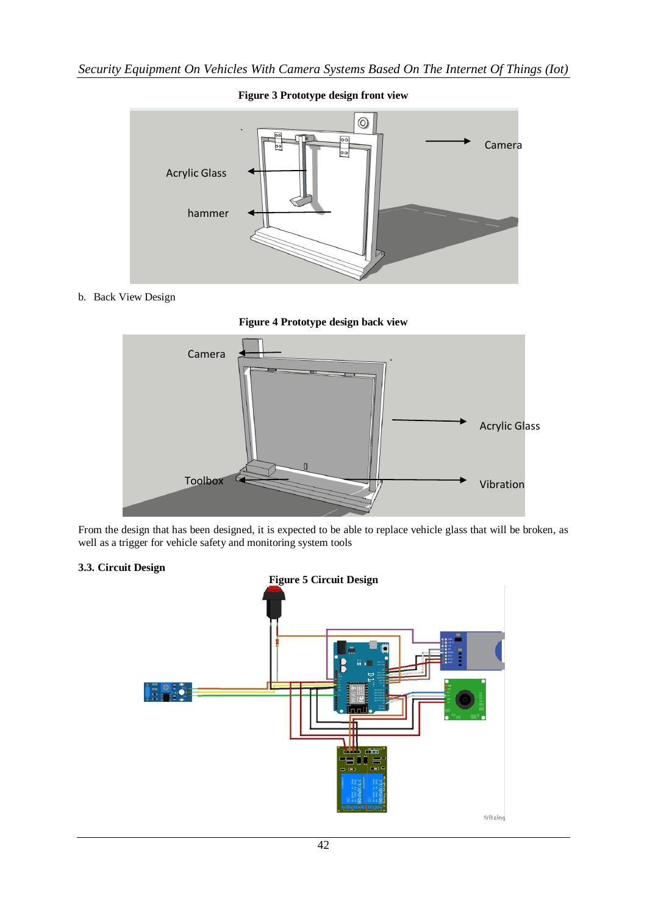**Figure 3 Prototype design front view**

b. Back View Design

**Figure 4 Prototype design back view**

From the design that has been designed, it is expected to be able to replace vehicle glass that will be broken, as well as a trigger for vehicle safety and monitoring system tools

### 3.3. Circuit Design

**Figure 5 Circuit Design**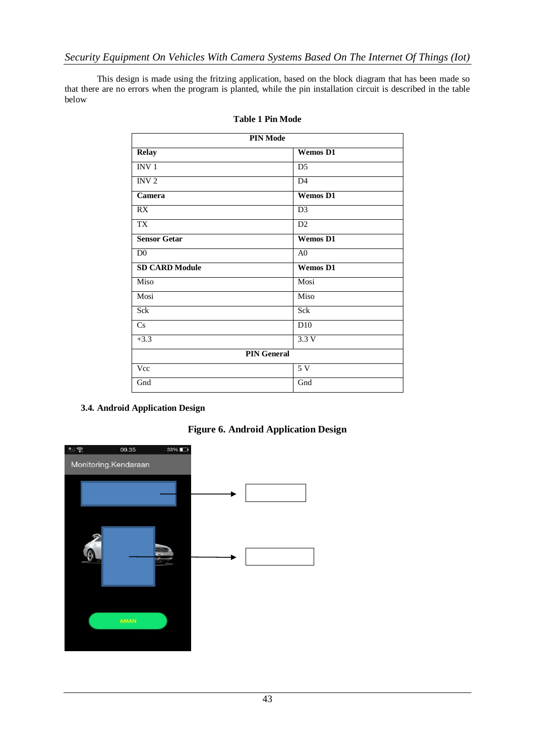This design is made using the fritzing application, based on the block diagram that has been made so that there are no errors when the program is planted, while the pin installation circuit is described in the table below

**Table 1 Pin Mode**

| PIN Mode | |
|---|---|
| **Relay** | **Wemos D1** |
| INV 1 | D5 |
| INV 2 | D4 |
| **Camera** | **Wemos D1** |
| RX | D3 |
| TX | D2 |
| **Sensor Getar** | **Wemos D1** |
| D0 | A0 |
| **SD CARD Module** | **Wemos D1** |
| Miso | Mosi |
| Mosi | Miso |
| Sck | Sck |
| Cs | D10 |
| +3.3 | 3.3 V |
| **PIN General** | |
| Vcc | 5 V |
| Gnd | Gnd |

### 3.4. Android Application Design

**Figure 6. Android Application Design**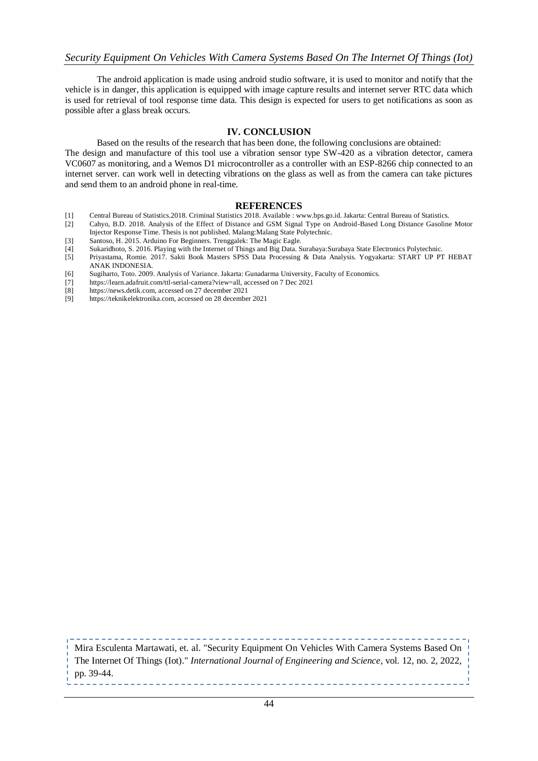The android application is made using android studio software, it is used to monitor and notify that the vehicle is in danger, this application is equipped with image capture results and internet server RTC data which is used for retrieval of tool response time data. This design is expected for users to get notifications as soon as possible after a glass break occurs.

## IV. CONCLUSION

Based on the results of the research that has been done, the following conclusions are obtained:
The design and manufacture of this tool use a vibration sensor type SW-420 as a vibration detector, camera VC0607 as monitoring, and a Wemos D1 microcontroller as a controller with an ESP-8266 chip connected to an internet server. can work well in detecting vibrations on the glass as well as from the camera can take pictures and send them to an android phone in real-time.

## REFERENCES

[1] Central Bureau of Statistics.2018. Criminal Statistics 2018. Available : www.bps.go.id. Jakarta: Central Bureau of Statistics.
[2] Cahyo, B.D. 2018. Analysis of the Effect of Distance and GSM Signal Type on Android-Based Long Distance Gasoline Motor Injector Response Time. Thesis is not published. Malang:Malang State Polytechnic.
[3] Santoso, H. 2015. Arduino For Beginners. Trenggalek: The Magic Eagle.
[4] Sukaridhoto, S. 2016. Playing with the Internet of Things and Big Data. Surabaya:Surabaya State Electronics Polytechnic.
[5] Priyastama, Romie. 2017. Sakti Book Masters SPSS Data Processing & Data Analysis. Yogyakarta: START UP PT HEBAT ANAK INDONESIA.
[6] Sugiharto, Toto. 2009. Analysis of Variance. Jakarta: Gunadarma University, Faculty of Economics.
[7] https://learn.adafruit.com/ttl-serial-camera?view=all, accessed on 7 Dec 2021
[8] https://news.detik.com, accessed on 27 december 2021
[9] https://teknikelektronika.com, accessed on 28 december 2021

Mira Esculenta Martawati, et. al. "Security Equipment On Vehicles With Camera Systems Based On The Internet Of Things (Iot)." *International Journal of Engineering and Science*, vol. 12, no. 2, 2022, pp. 39-44.